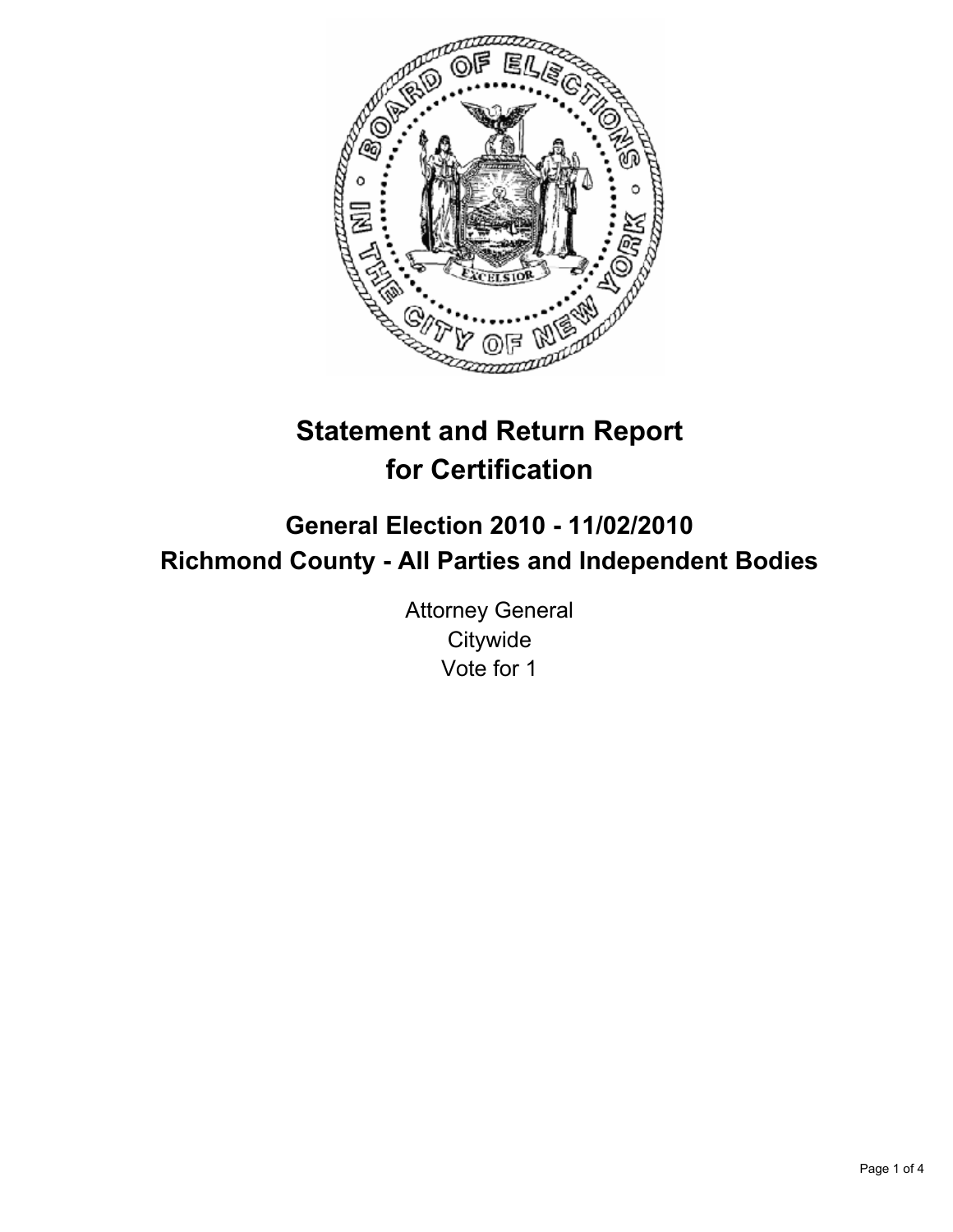# Statement and Return Report for Certification

## General Election 2010 - 11/02/2010
## Richmond County - All Parties and Independent Bodies

Attorney General
Citywide
Vote for 1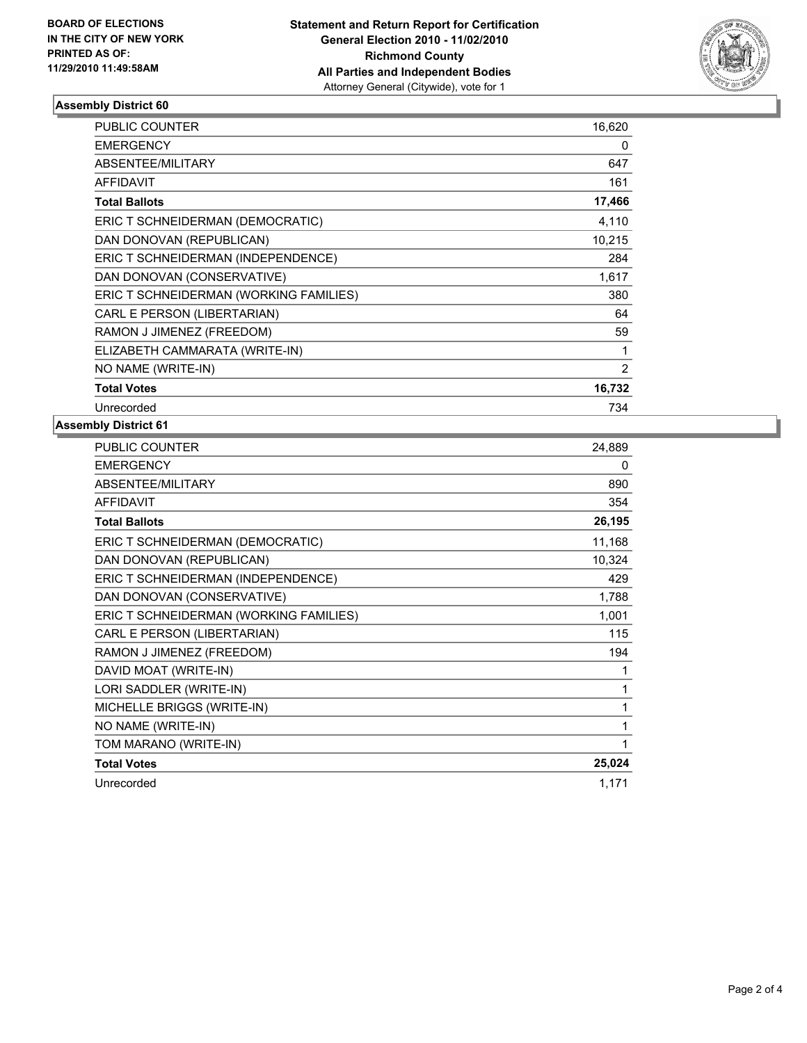**BOARD OF ELECTIONS IN THE CITY OF NEW YORK PRINTED AS OF: 11/29/2010 11:49:58AM**

**Statement and Return Report for Certification**
**General Election 2010 - 11/02/2010**
**Richmond County**
**All Parties and Independent Bodies**
Attorney General (Citywide), vote for 1

### Assembly District 60

| | |
|---|---|
| PUBLIC COUNTER | 16,620 |
| EMERGENCY | 0 |
| ABSENTEE/MILITARY | 647 |
| AFFIDAVIT | 161 |
| **Total Ballots** | **17,466** |
| ERIC T SCHNEIDERMAN (DEMOCRATIC) | 4,110 |
| DAN DONOVAN (REPUBLICAN) | 10,215 |
| ERIC T SCHNEIDERMAN (INDEPENDENCE) | 284 |
| DAN DONOVAN (CONSERVATIVE) | 1,617 |
| ERIC T SCHNEIDERMAN (WORKING FAMILIES) | 380 |
| CARL E PERSON (LIBERTARIAN) | 64 |
| RAMON J JIMENEZ (FREEDOM) | 59 |
| ELIZABETH CAMMARATA (WRITE-IN) | 1 |
| NO NAME (WRITE-IN) | 2 |
| **Total Votes** | **16,732** |
| Unrecorded | 734 |

### Assembly District 61

| | |
|---|---|
| PUBLIC COUNTER | 24,889 |
| EMERGENCY | 0 |
| ABSENTEE/MILITARY | 890 |
| AFFIDAVIT | 354 |
| **Total Ballots** | **26,195** |
| ERIC T SCHNEIDERMAN (DEMOCRATIC) | 11,168 |
| DAN DONOVAN (REPUBLICAN) | 10,324 |
| ERIC T SCHNEIDERMAN (INDEPENDENCE) | 429 |
| DAN DONOVAN (CONSERVATIVE) | 1,788 |
| ERIC T SCHNEIDERMAN (WORKING FAMILIES) | 1,001 |
| CARL E PERSON (LIBERTARIAN) | 115 |
| RAMON J JIMENEZ (FREEDOM) | 194 |
| DAVID MOAT (WRITE-IN) | 1 |
| LORI SADDLER (WRITE-IN) | 1 |
| MICHELLE BRIGGS (WRITE-IN) | 1 |
| NO NAME (WRITE-IN) | 1 |
| TOM MARANO (WRITE-IN) | 1 |
| **Total Votes** | **25,024** |
| Unrecorded | 1,171 |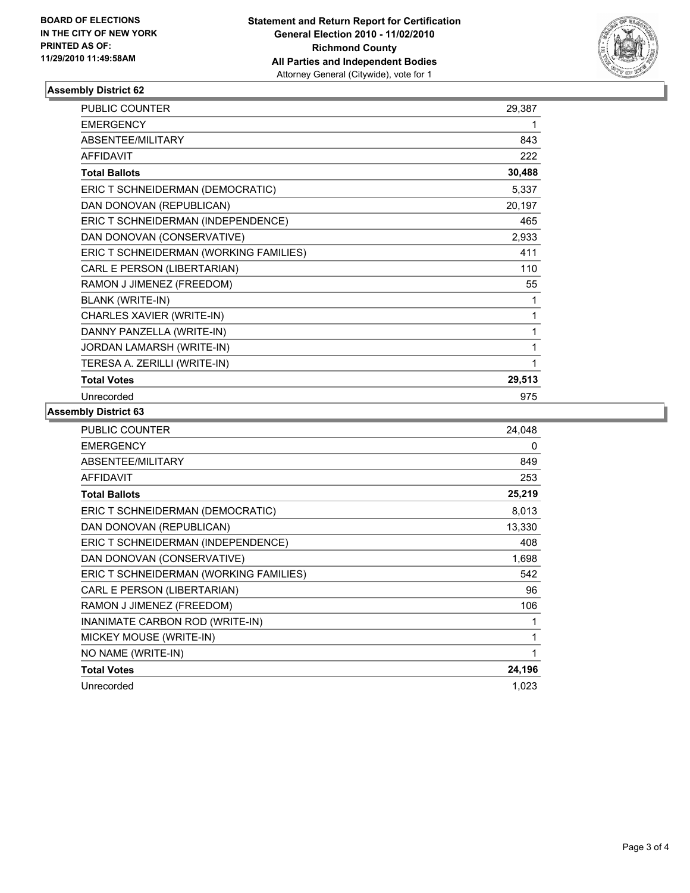**BOARD OF ELECTIONS**
**IN THE CITY OF NEW YORK**
**PRINTED AS OF:**
**11/29/2010 11:49:58AM**

**Statement and Return Report for Certification**
**General Election 2010 - 11/02/2010**
**Richmond County**
**All Parties and Independent Bodies**
Attorney General (Citywide), vote for 1

### Assembly District 62

| | |
|---|---|
| PUBLIC COUNTER | 29,387 |
| EMERGENCY | 1 |
| ABSENTEE/MILITARY | 843 |
| AFFIDAVIT | 222 |
| **Total Ballots** | **30,488** |
| ERIC T SCHNEIDERMAN (DEMOCRATIC) | 5,337 |
| DAN DONOVAN (REPUBLICAN) | 20,197 |
| ERIC T SCHNEIDERMAN (INDEPENDENCE) | 465 |
| DAN DONOVAN (CONSERVATIVE) | 2,933 |
| ERIC T SCHNEIDERMAN (WORKING FAMILIES) | 411 |
| CARL E PERSON (LIBERTARIAN) | 110 |
| RAMON J JIMENEZ (FREEDOM) | 55 |
| BLANK (WRITE-IN) | 1 |
| CHARLES XAVIER (WRITE-IN) | 1 |
| DANNY PANZELLA (WRITE-IN) | 1 |
| JORDAN LAMARSH (WRITE-IN) | 1 |
| TERESA A. ZERILLI (WRITE-IN) | 1 |
| **Total Votes** | **29,513** |
| Unrecorded | 975 |

### Assembly District 63

| | |
|---|---|
| PUBLIC COUNTER | 24,048 |
| EMERGENCY | 0 |
| ABSENTEE/MILITARY | 849 |
| AFFIDAVIT | 253 |
| **Total Ballots** | **25,219** |
| ERIC T SCHNEIDERMAN (DEMOCRATIC) | 8,013 |
| DAN DONOVAN (REPUBLICAN) | 13,330 |
| ERIC T SCHNEIDERMAN (INDEPENDENCE) | 408 |
| DAN DONOVAN (CONSERVATIVE) | 1,698 |
| ERIC T SCHNEIDERMAN (WORKING FAMILIES) | 542 |
| CARL E PERSON (LIBERTARIAN) | 96 |
| RAMON J JIMENEZ (FREEDOM) | 106 |
| INANIMATE CARBON ROD (WRITE-IN) | 1 |
| MICKEY MOUSE (WRITE-IN) | 1 |
| NO NAME (WRITE-IN) | 1 |
| **Total Votes** | **24,196** |
| Unrecorded | 1,023 |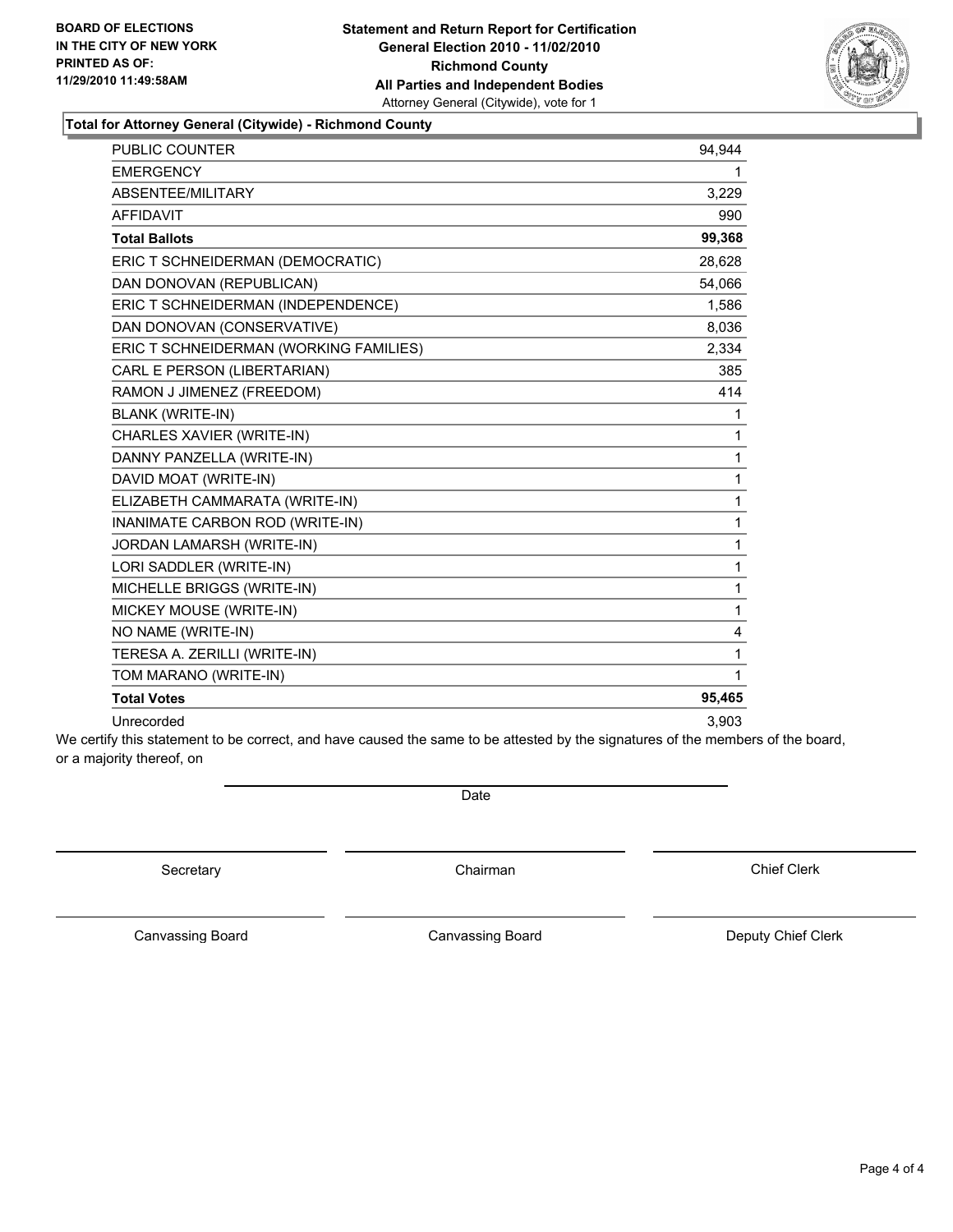**BOARD OF ELECTIONS**
**IN THE CITY OF NEW YORK**
**PRINTED AS OF:**
**11/29/2010 11:49:58AM**

**Statement and Return Report for Certification**
**General Election 2010 - 11/02/2010**
**Richmond County**
**All Parties and Independent Bodies**
Attorney General (Citywide), vote for 1

**Total for Attorney General (Citywide) - Richmond County**

| | |
|---|---|
| PUBLIC COUNTER | 94,944 |
| EMERGENCY | 1 |
| ABSENTEE/MILITARY | 3,229 |
| AFFIDAVIT | 990 |
| **Total Ballots** | **99,368** |
| ERIC T SCHNEIDERMAN (DEMOCRATIC) | 28,628 |
| DAN DONOVAN (REPUBLICAN) | 54,066 |
| ERIC T SCHNEIDERMAN (INDEPENDENCE) | 1,586 |
| DAN DONOVAN (CONSERVATIVE) | 8,036 |
| ERIC T SCHNEIDERMAN (WORKING FAMILIES) | 2,334 |
| CARL E PERSON (LIBERTARIAN) | 385 |
| RAMON J JIMENEZ (FREEDOM) | 414 |
| BLANK (WRITE-IN) | 1 |
| CHARLES XAVIER (WRITE-IN) | 1 |
| DANNY PANZELLA (WRITE-IN) | 1 |
| DAVID MOAT (WRITE-IN) | 1 |
| ELIZABETH CAMMARATA (WRITE-IN) | 1 |
| INANIMATE CARBON ROD (WRITE-IN) | 1 |
| JORDAN LAMARSH (WRITE-IN) | 1 |
| LORI SADDLER (WRITE-IN) | 1 |
| MICHELLE BRIGGS (WRITE-IN) | 1 |
| MICKEY MOUSE (WRITE-IN) | 1 |
| NO NAME (WRITE-IN) | 4 |
| TERESA A. ZERILLI (WRITE-IN) | 1 |
| TOM MARANO (WRITE-IN) | 1 |
| **Total Votes** | **95,465** |
| Unrecorded | 3,903 |

We certify this statement to be correct, and have caused the same to be attested by the signatures of the members of the board, or a majority thereof, on

Date

Secretary | Chairman | Chief Clerk

Canvassing Board | Canvassing Board | Deputy Chief Clerk